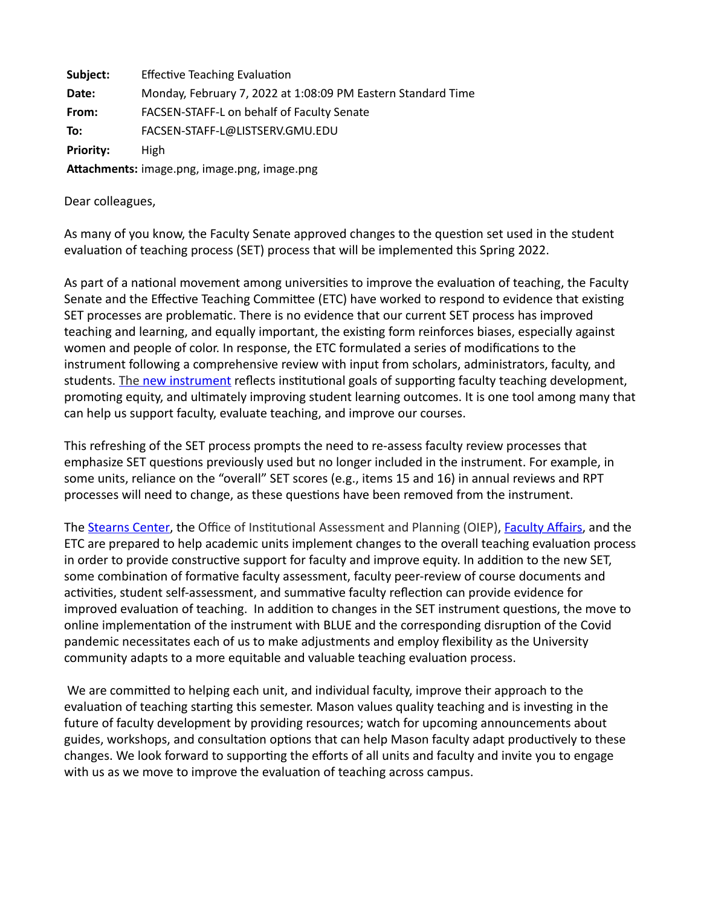**Subject:** Effective Teaching Evaluation
**Date:** Monday, February 7, 2022 at 1:08:09 PM Eastern Standard Time
**From:** FACSEN-STAFF-L on behalf of Faculty Senate
**To:** FACSEN-STAFF-L@LISTSERV.GMU.EDU
**Priority:** High
**Attachments:** image.png, image.png, image.png

Dear colleagues,

As many of you know, the Faculty Senate approved changes to the question set used in the student evaluation of teaching process (SET) process that will be implemented this Spring 2022.

As part of a national movement among universities to improve the evaluation of teaching, the Faculty Senate and the Effective Teaching Committee (ETC) have worked to respond to evidence that existing SET processes are problematic. There is no evidence that our current SET process has improved teaching and learning, and equally important, the existing form reinforces biases, especially against women and people of color. In response, the ETC formulated a series of modifications to the instrument following a comprehensive review with input from scholars, administrators, faculty, and students. The new instrument reflects institutional goals of supporting faculty teaching development, promoting equity, and ultimately improving student learning outcomes. It is one tool among many that can help us support faculty, evaluate teaching, and improve our courses.

This refreshing of the SET process prompts the need to re-assess faculty review processes that emphasize SET questions previously used but no longer included in the instrument. For example, in some units, reliance on the "overall" SET scores (e.g., items 15 and 16) in annual reviews and RPT processes will need to change, as these questions have been removed from the instrument.

The Stearns Center, the Office of Institutional Assessment and Planning (OIEP), Faculty Affairs, and the ETC are prepared to help academic units implement changes to the overall teaching evaluation process in order to provide constructive support for faculty and improve equity. In addition to the new SET, some combination of formative faculty assessment, faculty peer-review of course documents and activities, student self-assessment, and summative faculty reflection can provide evidence for improved evaluation of teaching. In addition to changes in the SET instrument questions, the move to online implementation of the instrument with BLUE and the corresponding disruption of the Covid pandemic necessitates each of us to make adjustments and employ flexibility as the University community adapts to a more equitable and valuable teaching evaluation process.

We are committed to helping each unit, and individual faculty, improve their approach to the evaluation of teaching starting this semester. Mason values quality teaching and is investing in the future of faculty development by providing resources; watch for upcoming announcements about guides, workshops, and consultation options that can help Mason faculty adapt productively to these changes. We look forward to supporting the efforts of all units and faculty and invite you to engage with us as we move to improve the evaluation of teaching across campus.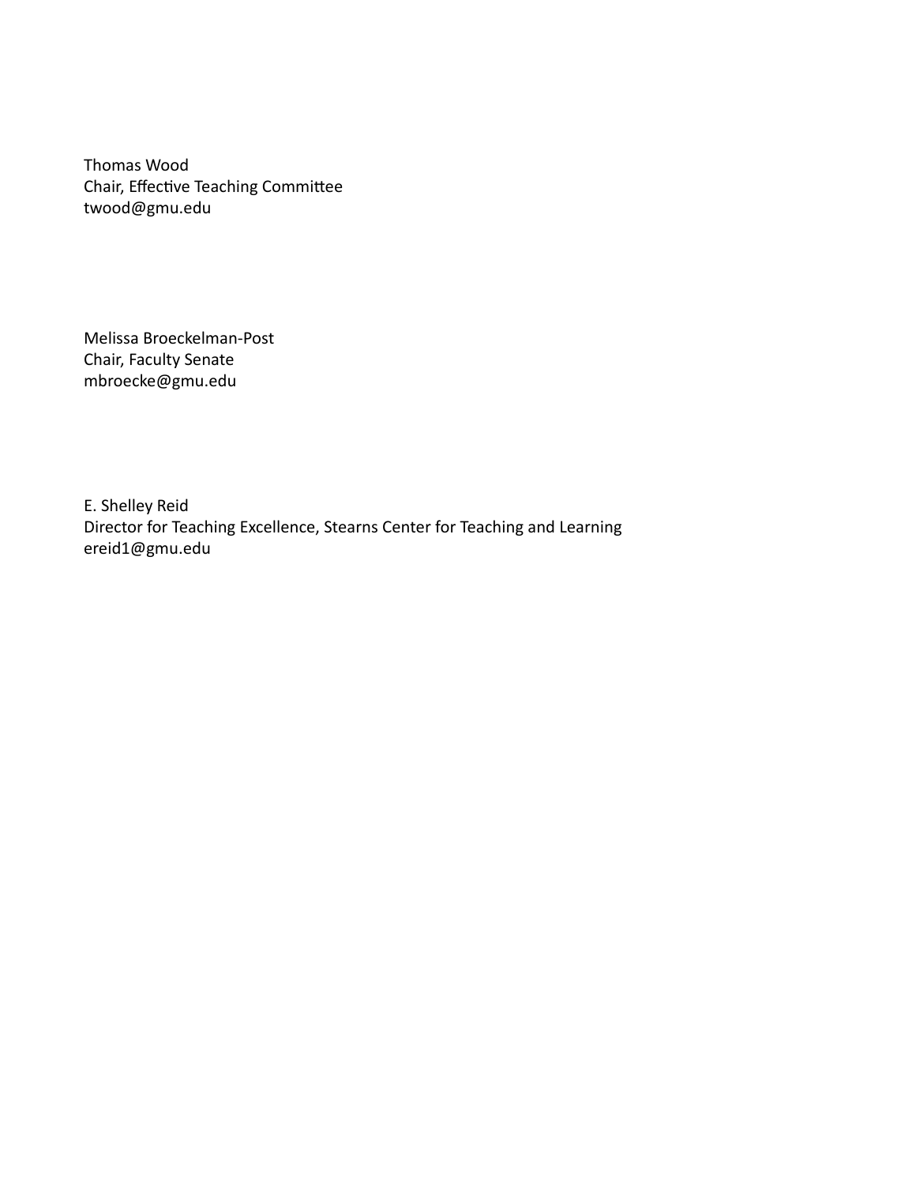Thomas Wood
Chair, Effective Teaching Committee
twood@gmu.edu

Melissa Broeckelman-Post
Chair, Faculty Senate
mbroecke@gmu.edu

E. Shelley Reid
Director for Teaching Excellence, Stearns Center for Teaching and Learning
ereid1@gmu.edu